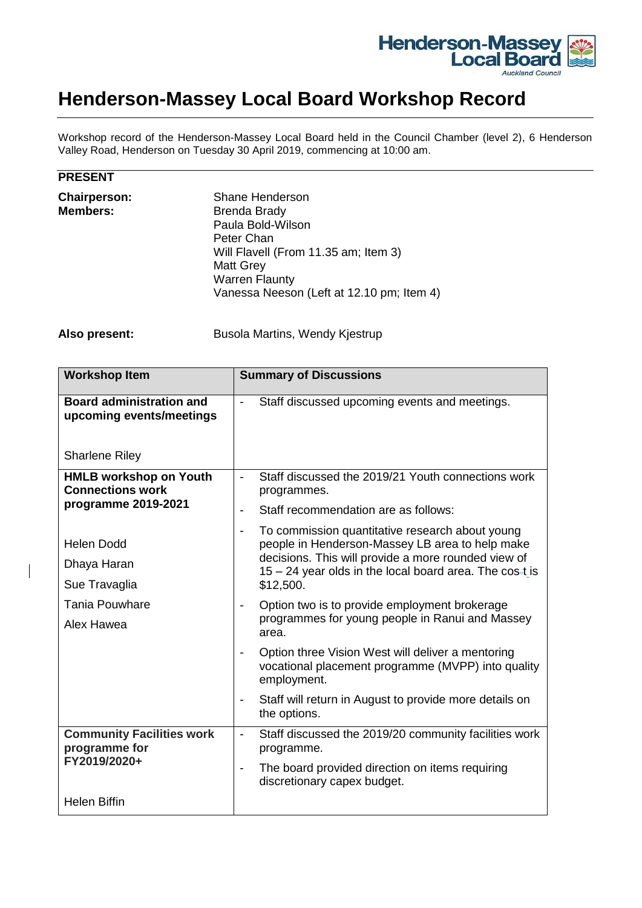# Henderson-Massey Local Board Workshop Record

Workshop record of the Henderson-Massey Local Board held in the Council Chamber (level 2), 6 Henderson Valley Road, Henderson on Tuesday 30 April 2019, commencing at 10:00 am.

**PRESENT**

| | |
|---|---|
| **Chairperson:** | Shane Henderson |
| **Members:** | Brenda Brady<br>Paula Bold-Wilson<br>Peter Chan<br>Will Flavell (From 11.35 am; Item 3)<br>Matt Grey<br>Warren Flaunty<br>Vanessa Neeson (Left at 12.10 pm; Item 4) |

**Also present:** Busola Martins, Wendy Kjestrup

| Workshop Item | Summary of Discussions |
|---|---|
| **Board administration and upcoming events/meetings**<br><br>Sharlene Riley | - Staff discussed upcoming events and meetings. |
| **HMLB workshop on Youth Connections work programme 2019-2021**<br><br>Helen Dodd<br>Dhaya Haran<br>Sue Travaglia<br>Tania Pouwhare<br>Alex Hawea | - Staff discussed the 2019/21 Youth connections work programmes.<br>- Staff recommendation are as follows:<br>- To commission quantitative research about young people in Henderson-Massey LB area to help make decisions. This will provide a more rounded view of 15 – 24 year olds in the local board area. The cost is $12,500.<br>- Option two is to provide employment brokerage programmes for young people in Ranui and Massey area.<br>- Option three Vision West will deliver a mentoring vocational placement programme (MVPP) into quality employment.<br>- Staff will return in August to provide more details on the options. |
| **Community Facilities work programme for FY2019/2020+**<br><br>Helen Biffin | - Staff discussed the 2019/20 community facilities work programme.<br>- The board provided direction on items requiring discretionary capex budget. |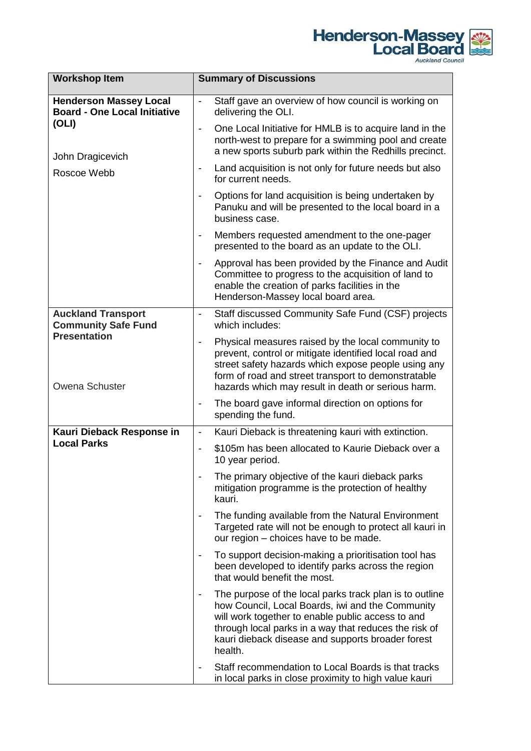| Workshop Item | Summary of Discussions |
|---|---|
| **Henderson Massey Local Board - One Local Initiative (OLI)**<br><br>John Dragicevich<br>Roscoe Webb | - Staff gave an overview of how council is working on delivering the OLI.<br>- One Local Initiative for HMLB is to acquire land in the north-west to prepare for a swimming pool and create a new sports suburb park within the Redhills precinct.<br>- Land acquisition is not only for future needs but also for current needs.<br>- Options for land acquisition is being undertaken by Panuku and will be presented to the local board in a business case.<br>- Members requested amendment to the one-pager presented to the board as an update to the OLI.<br>- Approval has been provided by the Finance and Audit Committee to progress to the acquisition of land to enable the creation of parks facilities in the Henderson-Massey local board area. |
| **Auckland Transport Community Safe Fund Presentation**<br><br>Owena Schuster | - Staff discussed Community Safe Fund (CSF) projects which includes:<br>- Physical measures raised by the local community to prevent, control or mitigate identified local road and street safety hazards which expose people using any form of road and street transport to demonstratable hazards which may result in death or serious harm.<br>- The board gave informal direction on options for spending the fund. |
| **Kauri Dieback Response in Local Parks** | - Kauri Dieback is threatening kauri with extinction.<br>- $105m has been allocated to Kaurie Dieback over a 10 year period.<br>- The primary objective of the kauri dieback parks mitigation programme is the protection of healthy kauri.<br>- The funding available from the Natural Environment Targeted rate will not be enough to protect all kauri in our region – choices have to be made.<br>- To support decision-making a prioritisation tool has been developed to identify parks across the region that would benefit the most.<br>- The purpose of the local parks track plan is to outline how Council, Local Boards, iwi and the Community will work together to enable public access to and through local parks in a way that reduces the risk of kauri dieback disease and supports broader forest health.<br>- Staff recommendation to Local Boards is that tracks in local parks in close proximity to high value kauri |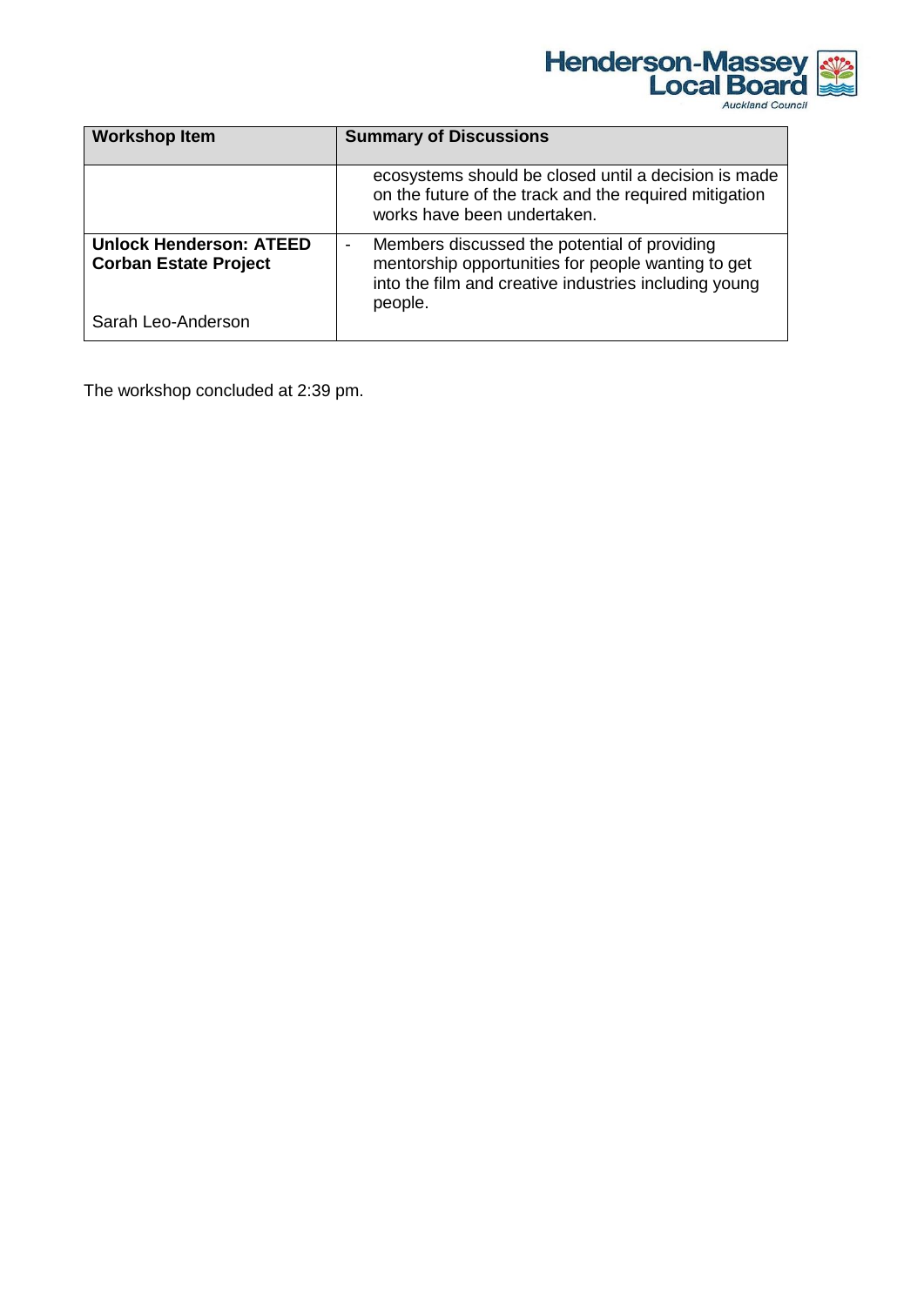| Workshop Item | Summary of Discussions |
|---|---|
| | ecosystems should be closed until a decision is made on the future of the track and the required mitigation works have been undertaken. |
| **Unlock Henderson: ATEED Corban Estate Project**<br><br>Sarah Leo-Anderson | - Members discussed the potential of providing mentorship opportunities for people wanting to get into the film and creative industries including young people. |

The workshop concluded at 2:39 pm.